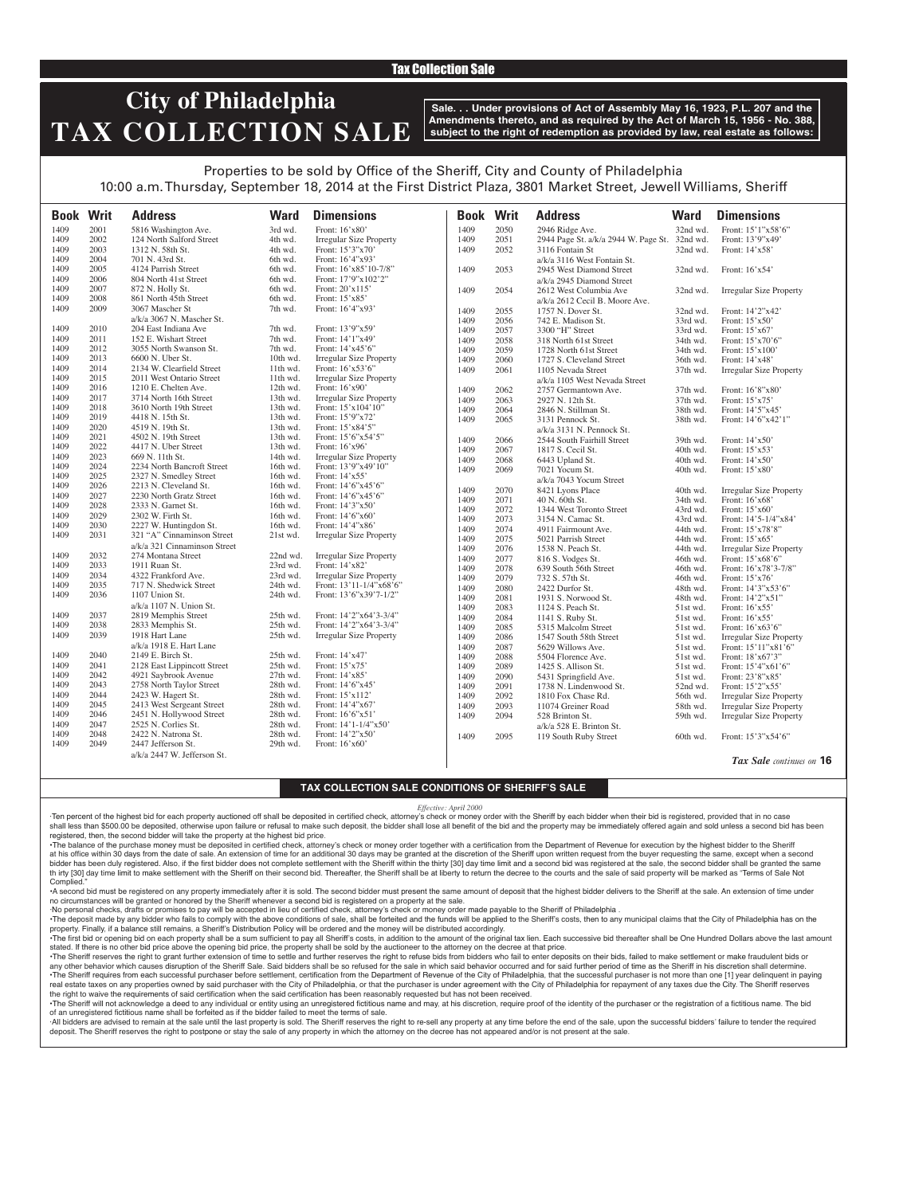Tax Collection Sale

# City of Philadelphia TAX COLLECTION SALE

**Sale. . . Under provisions of Act of Assembly May 16, 1923, P.L. 207 and the Amendments thereto, and as required by the Act of March 15, 1956 - No. 388, subject to the right of redemption as provided by law, real estate as follows:**

Properties to be sold by Office of the Sheriff, City and County of Philadelphia
10:00 a.m. Thursday, September 18, 2014 at the First District Plaza, 3801 Market Street, Jewell Williams, Sheriff

| Book | Writ | Address | Ward | Dimensions |
|---|---|---|---|---|
| 1409 | 2001 | 5816 Washington Ave. | 3rd wd. | Front: 16'x80' |
| 1409 | 2002 | 124 North Salford Street | 4th wd. | Irregular Size Property |
| 1409 | 2003 | 1312 N. 58th St. | 4th wd. | Front: 15'3"x70' |
| 1409 | 2004 | 701 N. 43rd St. | 6th wd. | Front: 16'4"x93' |
| 1409 | 2005 | 4124 Parrish Street | 6th wd. | Front: 16'x85'10-7/8" |
| 1409 | 2006 | 804 North 41st Street | 6th wd. | Front: 17'9"x102'2" |
| 1409 | 2007 | 872 N. Holly St. | 6th wd. | Front: 20'x115' |
| 1409 | 2008 | 861 North 45th Street | 6th wd. | Front: 15'x85' |
| 1409 | 2009 | 3067 Mascher St a/k/a 3067 N. Mascher St. | 7th wd. | Front: 16'4"x93' |
| 1409 | 2010 | 204 East Indiana Ave | 7th wd. | Front: 13'9"x59' |
| 1409 | 2011 | 152 E. Wishart Street | 7th wd. | Front: 14'1"x49' |
| 1409 | 2012 | 3055 North Swanson St. | 7th wd. | Front: 14'x45'6" |
| 1409 | 2013 | 6600 N. Uber St. | 10th wd. | Irregular Size Property |
| 1409 | 2014 | 2134 W. Clearfield Street | 11th wd. | Front: 16'x53'6" |
| 1409 | 2015 | 2011 West Ontario Street | 11th wd. | Irregular Size Property |
| 1409 | 2016 | 1210 E. Chelten Ave. | 12th wd. | Front: 16'x90' |
| 1409 | 2017 | 3714 North 16th Street | 13th wd. | Irregular Size Property |
| 1409 | 2018 | 3610 North 19th Street | 13th wd. | Front: 15'x104'10" |
| 1409 | 2019 | 4418 N. 15th St. | 13th wd. | Front: 15'9"x72' |
| 1409 | 2020 | 4519 N. 19th St. | 13th wd. | Front: 15'x84'5" |
| 1409 | 2021 | 4502 N. 19th Street | 13th wd. | Front: 15'6"x54'5" |
| 1409 | 2022 | 4417 N. Uber Street | 13th wd. | Front: 16'x96' |
| 1409 | 2023 | 669 N. 11th St. | 14th wd. | Irregular Size Property |
| 1409 | 2024 | 2234 North Bancroft Street | 16th wd. | Front: 13'9"x49'10" |
| 1409 | 2025 | 2327 N. Smedley Street | 16th wd. | Front: 14'x55' |
| 1409 | 2026 | 2213 N. Cleveland St. | 16th wd. | Front: 14'6"x45'6" |
| 1409 | 2027 | 2230 North Gratz Street | 16th wd. | Front: 14'6"x45'6" |
| 1409 | 2028 | 2333 N. Garnet St. | 16th wd. | Front: 14'3"x50' |
| 1409 | 2029 | 2302 W. Firth St. | 16th wd. | Front: 14'6"x60' |
| 1409 | 2030 | 2227 W. Huntingdon St. | 16th wd. | Front: 14'4"x86' |
| 1409 | 2031 | 321 "A" Cinnaminson Street a/k/a 321 Cinnaminson Street | 21st wd. | Irregular Size Property |
| 1409 | 2032 | 274 Montana Street | 22nd wd. | Irregular Size Property |
| 1409 | 2033 | 1911 Ruan St. | 23rd wd. | Front: 14'x82' |
| 1409 | 2034 | 4322 Frankford Ave. | 23rd wd. | Irregular Size Property |
| 1409 | 2035 | 717 N. Shedwick Street | 24th wd. | Front: 13'11-1/4"x68'6" |
| 1409 | 2036 | 1107 Union St. a/k/a 1107 N. Union St. | 24th wd. | Front: 13'6"x39'7-1/2" |
| 1409 | 2037 | 2819 Memphis Street | 25th wd. | Front: 14'2"x64'3-3/4" |
| 1409 | 2038 | 2833 Memphis St. | 25th wd. | Front: 14'2"x64'3-3/4" |
| 1409 | 2039 | 1918 Hart Lane a/k/a 1918 E. Hart Lane | 25th wd. | Irregular Size Property |
| 1409 | 2040 | 2149 E. Birch St. | 25th wd. | Front: 14'x47' |
| 1409 | 2041 | 2128 East Lippincott Street | 25th wd. | Front: 15'x75' |
| 1409 | 2042 | 4921 Saybrook Avenue | 27th wd. | Front: 14'x85' |
| 1409 | 2043 | 2758 North Taylor Street | 28th wd. | Front: 14'6"x45' |
| 1409 | 2044 | 2423 W. Hagert St. | 28th wd. | Front: 15'x112' |
| 1409 | 2045 | 2413 West Sergeant Street | 28th wd. | Front: 14'4"x67' |
| 1409 | 2046 | 2451 N. Hollywood Street | 28th wd. | Front: 16'6"x51' |
| 1409 | 2047 | 2525 N. Corlies St. | 28th wd. | Front: 14'1-1/4"x50' |
| 1409 | 2048 | 2422 N. Natrona St. | 28th wd. | Front: 14'2"x50' |
| 1409 | 2049 | 2447 Jefferson St. a/k/a 2447 W. Jefferson St. | 29th wd. | Front: 16'x60' |
| 1409 | 2050 | 2946 Ridge Ave. | 32nd wd. | Front: 15'1"x58'6" |
| 1409 | 2051 | 2944 Page St. a/k/a 2944 W. Page St. | 32nd wd. | Front: 13'9"x49' |
| 1409 | 2052 | 3116 Fontain St a/k/a 3116 West Fontain St. | 32nd wd. | Front: 14'x58' |
| 1409 | 2053 | 2945 West Diamond Street a/k/a 2945 Diamond Street | 32nd wd. | Front: 16'x54' |
| 1409 | 2054 | 2612 West Columbia Ave a/k/a 2612 Cecil B. Moore Ave. | 32nd wd. | Irregular Size Property |
| 1409 | 2055 | 1757 N. Dover St. | 32nd wd. | Front: 14'2"x42' |
| 1409 | 2056 | 742 E. Madison St. | 33rd wd. | Front: 15'x50' |
| 1409 | 2057 | 3300 "H" Street | 33rd wd. | Front: 15'x67' |
| 1409 | 2058 | 318 North 61st Street | 34th wd. | Front: 15'x70'6" |
| 1409 | 2059 | 1728 North 61st Street | 34th wd. | Front: 15'x100' |
| 1409 | 2060 | 1727 S. Cleveland Street | 36th wd. | Front: 14'x48' |
| 1409 | 2061 | 1105 Nevada Street a/k/a 1105 West Nevada Street | 37th wd. | Irregular Size Property |
| 1409 | 2062 | 2757 Germantown Ave. | 37th wd. | Front: 16'8"x80' |
| 1409 | 2063 | 2927 N. 12th St. | 37th wd. | Front: 15'x75' |
| 1409 | 2064 | 2846 N. Stillman St. | 38th wd. | Front: 14'5"x45' |
| 1409 | 2065 | 3131 Pennock St. a/k/a 3131 N. Pennock St. | 38th wd. | Front: 14'6"x42'1" |
| 1409 | 2066 | 2544 South Fairhill Street | 39th wd. | Front: 14'x50' |
| 1409 | 2067 | 1817 S. Cecil St. | 40th wd. | Front: 15'x53' |
| 1409 | 2068 | 6443 Upland St. | 40th wd. | Front: 14'x50' |
| 1409 | 2069 | 7021 Yocum St. a/k/a 7043 Yocum Street | 40th wd. | Front: 15'x80' |
| 1409 | 2070 | 8421 Lyons Place | 40th wd. | Irregular Size Property |
| 1409 | 2071 | 40 N. 60th St. | 34th wd. | Front: 16'x68' |
| 1409 | 2072 | 1344 West Toronto Street | 43rd wd. | Front: 15'x60' |
| 1409 | 2073 | 3154 N. Camac St. | 43rd wd. | Front: 14'5-1/4"x84' |
| 1409 | 2074 | 4911 Fairmount Ave. | 44th wd. | Front: 15'x78'8" |
| 1409 | 2075 | 5021 Parrish Street | 44th wd. | Front: 15'x65' |
| 1409 | 2076 | 1538 N. Peach St. | 44th wd. | Irregular Size Property |
| 1409 | 2077 | 816 S. Vodges St. | 46th wd. | Front: 15'x68'6" |
| 1409 | 2078 | 639 South 56th Street | 46th wd. | Front: 16'x78'3-7/8" |
| 1409 | 2079 | 732 S. 57th St. | 46th wd. | Front: 15'x76' |
| 1409 | 2080 | 2422 Durfor St. | 48th wd. | Front: 14'3"x53'6" |
| 1409 | 2081 | 1931 S. Norwood St. | 48th wd. | Front: 14'2"x51" |
| 1409 | 2083 | 1124 S. Peach St. | 51st wd. | Front: 16'x55' |
| 1409 | 2084 | 1141 S. Ruby St. | 51st wd. | Front: 16'x55' |
| 1409 | 2085 | 5315 Malcolm Street | 51st wd. | Front: 16'x63'6" |
| 1409 | 2086 | 1547 South 58th Street | 51st wd. | Irregular Size Property |
| 1409 | 2087 | 5629 Willows Ave. | 51st wd. | Front: 15'11"x81'6" |
| 1409 | 2088 | 5504 Florence Ave. | 51st wd. | Front: 18'x67'3" |
| 1409 | 2089 | 1425 S. Allison St. | 51st wd. | Front: 15'4"x61'6" |
| 1409 | 2090 | 5431 Springfield Ave. | 51st wd. | Front: 23'8"x85' |
| 1409 | 2091 | 1738 N. Lindenwood St. | 52nd wd. | Front: 15'2"x55' |
| 1409 | 2092 | 1810 Fox Chase Rd. | 56th wd. | Irregular Size Property |
| 1409 | 2093 | 11074 Greiner Road | 58th wd. | Irregular Size Property |
| 1409 | 2094 | 528 Brinton St. a/k/a 528 E. Brinton St. | 59th wd. | Irregular Size Property |
| 1409 | 2095 | 119 South Ruby Street | 60th wd. | Front: 15'3"x54'6" |

*Tax Sale continues on* **16**

## TAX COLLECTION SALE CONDITIONS OF SHERIFF'S SALE

*Effective: April 2000*

·Ten percent of the highest bid for each property auctioned off shall be deposited in certified check, attorney's check or money order with the Sheriff by each bidder when their bid is registered, provided that in no case shall less than $500.00 be deposited, otherwise upon failure or refusal to make such deposit, the bidder shall lose all benefit of the bid and the property may be immediately offered again and sold unless a second bid has been registered, then, the second bidder will take the property at the highest bid price.

•The balance of the purchase money must be deposited in certified check, attorney's check or money order together with a certification from the Department of Revenue for execution by the highest bidder to the Sheriff at his office within 30 days from the date of sale. An extension of time for an additional 30 days may be granted at the discretion of the Sheriff upon written request from the buyer requesting the same, except when a second bidder has been duly registered. Also, if the first bidder does not complete settlement with the Sheriff within the thirty [30] day time limit and a second bid was registered at the sale, the second bidder shall be granted the same th irty [30] day time limit to make settlement with the Sheriff on their second bid. Thereafter, the Sheriff shall be at liberty to return the decree to the courts and the sale of said property will be marked as "Terms of Sale Not Complied."

•A second bid must be registered on any property immediately after it is sold. The second bidder must present the same amount of deposit that the highest bidder delivers to the Sheriff at the sale. An extension of time under no circumstances will be granted or honored by the Sheriff whenever a second bid is registered on a property at the sale.

·No personal checks, drafts or promises to pay will be accepted in lieu of certified check, attorney's check or money order made payable to the Sheriff of Philadelphia .

•The deposit made by any bidder who fails to comply with the above conditions of sale, shall be forteited and the funds will be applied to the Sheriff's costs, then to any municipal claims that the City of Philadelphia has on the property. Finally, if a balance still remains, a Sheriff's Distribution Policy will be ordered and the money will be distributed accordingly.

•The first bid or opening bid on each property shall be a sum sufficient to pay all Sheriff's costs, in addition to the amount of the original tax lien. Each successive bid thereafter shall be One Hundred Dollars above the last amount stated. If there is no other bid price above the opening bid price, the property shall be sold by the auctioneer to the attorney on the decree at that price.

•The Sheriff reserves the right to grant further extension of time to settle and further reserves the right to refuse bids from bidders who fail to enter deposits on their bids, failed to make settlement or make fraudulent bids or any other behavior which causes disruption of the Sheriff Sale. Said bidders shall be so refused for the sale in which said behavior occurred and for said further period of time as the Sheriff in his discretion shall determine.

•The Sheriff requires from each successful purchaser before settlement, certification from the Department of Revenue of the City of Philadelphia, that the successful purchaser is not more than one [1] year delinquent in paying real estate taxes on any properties owned by said purchaser with the City of Philadelphia, or that the purchaser is under agreement with the City of Philadelphia for repayment of any taxes due the City. The Sheriff reserves the right to waive the requirements of said certification when the said certification has been reasonably requested but has not been received.

•The Sheriff will not acknowledge a deed to any individual or entity using an unregistered fictitious name and may, at his discretion, require proof of the identity of the purchaser or the registration of a fictitious name. The bid of an unregistered fictitious name shall be forfeited as if the bidder failed to meet the terms of sale.

·All bidders are advised to remain at the sale until the last property is sold. The Sheriff reserves the right to re-sell any property at any time before the end of the sale, upon the successful bidders' failure to tender the required deposit. The Sheriff reserves the right to postpone or stay the sale of any property in which the attorney on the decree has not appeared and/or is not present at the sale.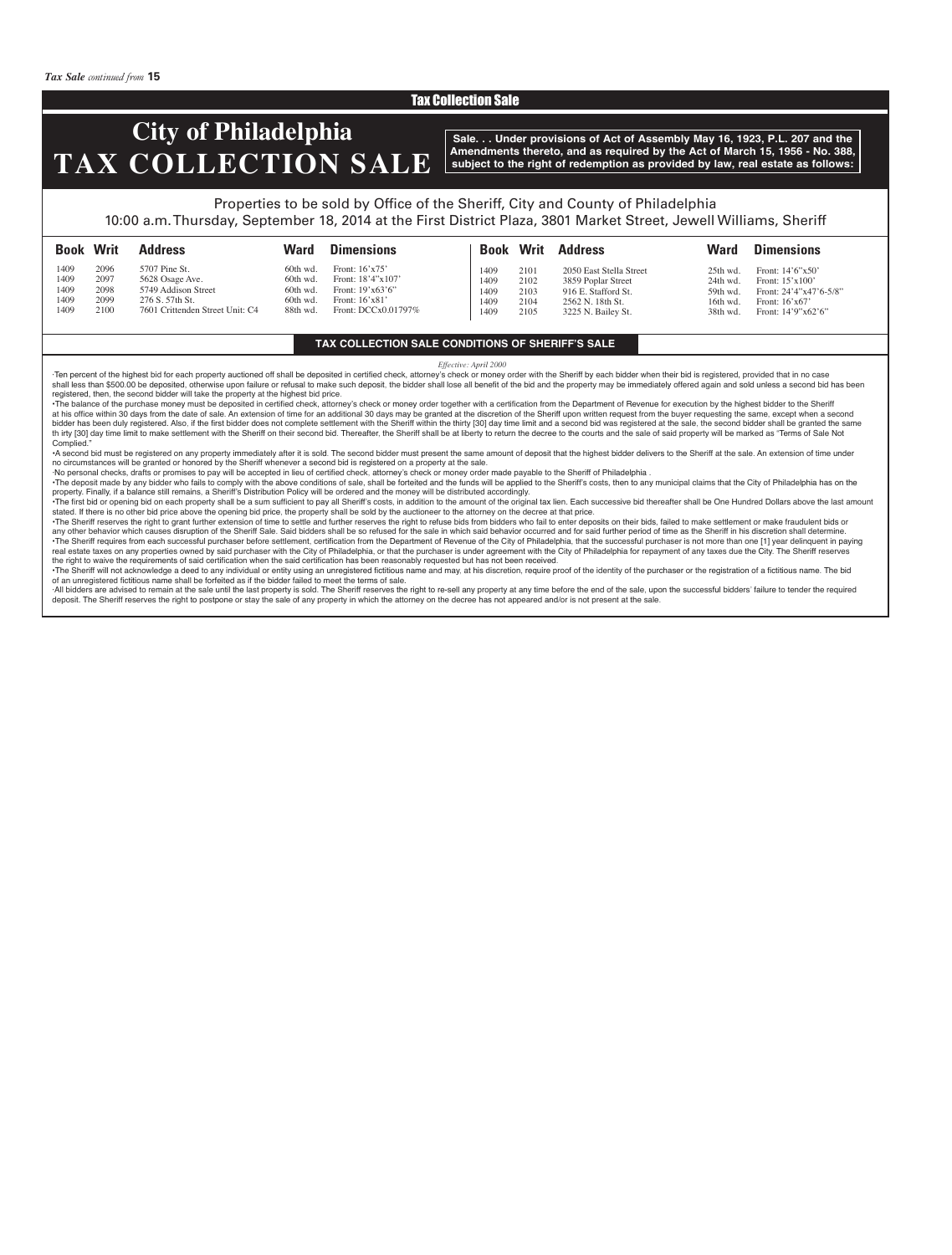*Tax Sale continued from* **15**

## Tax Collection Sale

# City of Philadelphia TAX COLLECTION SALE

**Sale. . . Under provisions of Act of Assembly May 16, 1923, P.L. 207 and the Amendments thereto, and as required by the Act of March 15, 1956 - No. 388, subject to the right of redemption as provided by law, real estate as follows:**

Properties to be sold by Office of the Sheriff, City and County of Philadelphia

10:00 a.m. Thursday, September 18, 2014 at the First District Plaza, 3801 Market Street, Jewell Williams, Sheriff

| Book | Writ | Address | Ward | Dimensions |
|---|---|---|---|---|
| 1409 | 2096 | 5707 Pine St. | 60th wd. | Front: 16'x75' |
| 1409 | 2097 | 5628 Osage Ave. | 60th wd. | Front: 18'4"x107' |
| 1409 | 2098 | 5749 Addison Street | 60th wd. | Front: 19'x63'6" |
| 1409 | 2099 | 276 S. 57th St. | 60th wd. | Front: 16'x81' |
| 1409 | 2100 | 7601 Crittenden Street Unit: C4 | 88th wd. | Front: DCCx0.01797% |
| 1409 | 2101 | 2050 East Stella Street | 25th wd. | Front: 14'6"x50' |
| 1409 | 2102 | 3859 Poplar Street | 24th wd. | Front: 15'x100' |
| 1409 | 2103 | 916 E. Stafford St. | 59th wd. | Front: 24'4"x47'6-5/8" |
| 1409 | 2104 | 2562 N. 18th St. | 16th wd. | Front: 16'x67' |
| 1409 | 2105 | 3225 N. Bailey St. | 38th wd. | Front: 14'9"x62'6" |

### TAX COLLECTION SALE CONDITIONS OF SHERIFF'S SALE

*Effective: April 2000*

·Ten percent of the highest bid for each property auctioned off shall be deposited in certified check, attorney's check or money order with the Sheriff by each bidder when their bid is registered, provided that in no case shall less than $500.00 be deposited, otherwise upon failure or refusal to make such deposit, the bidder shall lose all benefit of the bid and the property may be immediately offered again and sold unless a second bid has been registered, then, the second bidder will take the property at the highest bid price.

•The balance of the purchase money must be deposited in certified check, attorney's check or money order together with a certification from the Department of Revenue for execution by the highest bidder to the Sheriff at his office within 30 days from the date of sale. An extension of time for an additional 30 days may be granted at the discretion of the Sheriff upon written request from the buyer requesting the same, except when a second bidder has been duly registered. Also, if the first bidder does not complete settlement with the Sheriff within the thirty [30] day time limit and a second bid was registered at the sale, the second bidder shall be granted the same th irty [30] day time limit to make settlement with the Sheriff on their second bid. Thereafter, the Sheriff shall be at liberty to return the decree to the courts and the sale of said property will be marked as "Terms of Sale Not Complied."

•A second bid must be registered on any property immediately after it is sold. The second bidder must present the same amount of deposit that the highest bidder delivers to the Sheriff at the sale. An extension of time under no circumstances will be granted or honored by the Sheriff whenever a second bid is registered on a property at the sale.

·No personal checks, drafts or promises to pay will be accepted in lieu of certified check, attorney's check or money order made payable to the Sheriff of Philadelphia .

•The deposit made by any bidder who fails to comply with the above conditions of sale, shall be forteited and the funds will be applied to the Sheriff's costs, then to any municipal claims that the City of Philadelphia has on the property. Finally, if a balance still remains, a Sheriff's Distribution Policy will be ordered and the money will be distributed accordingly.

•The first bid or opening bid on each property shall be a sum sufficient to pay all Sheriff's costs, in addition to the amount of the original tax lien. Each successive bid thereafter shall be One Hundred Dollars above the last amount stated. If there is no other bid price above the opening bid price, the property shall be sold by the auctioneer to the attorney on the decree at that price.

•The Sheriff reserves the right to grant further extension of time to settle and further reserves the right to refuse bids from bidders who fail to enter deposits on their bids, failed to make settlement or make fraudulent bids or any other behavior which causes disruption of the Sheriff Sale. Said bidders shall be so refused for the sale in which said behavior occurred and for said further period of time as the Sheriff in his discretion shall determine.

•The Sheriff requires from each successful purchaser before settlement, certification from the Department of Revenue of the City of Philadelphia, that the successful purchaser is not more than one [1] year delinquent in paying real estate taxes on any properties owned by said purchaser with the City of Philadelphia, or that the purchaser is under agreement with the City of Philadelphia for repayment of any taxes due the City. The Sheriff reserves the right to waive the requirements of said certification when the said certification has been reasonably requested but has not been received.

•The Sheriff will not acknowledge a deed to any individual or entity using an unregistered fictitious name and may, at his discretion, require proof of the identity of the purchaser or the registration of a fictitious name. The bid of an unregistered fictitious name shall be forfeited as if the bidder failed to meet the terms of sale.

·All bidders are advised to remain at the sale until the last property is sold. The Sheriff reserves the right to re-sell any property at any time before the end of the sale, upon the successful bidders' failure to tender the required deposit. The Sheriff reserves the right to postpone or stay the sale of any property in which the attorney on the decree has not appeared and/or is not present at the sale.